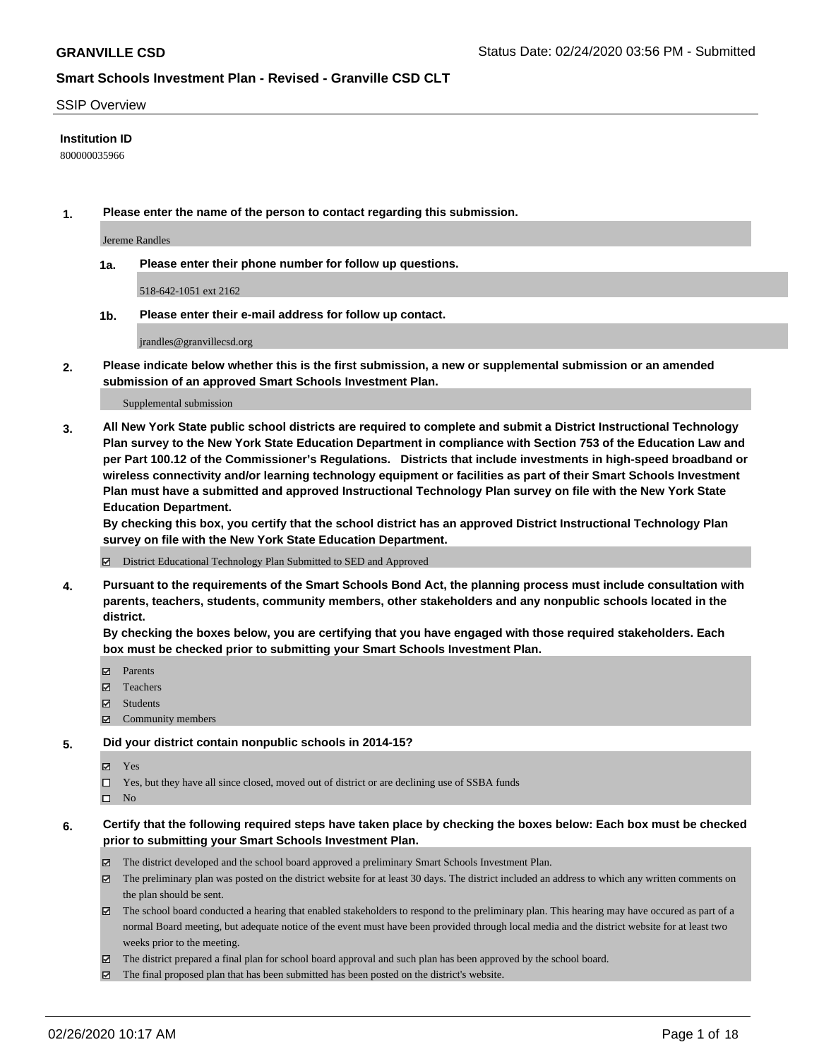**GRANVILLE CSD** Status Date: 02/24/2020 03:56 PM - Submitted

**Smart Schools Investment Plan - Revised - Granville CSD CLT**

SSIP Overview

**Institution ID**

800000035966

**1. Please enter the name of the person to contact regarding this submission.**

Jereme Randles

**1a. Please enter their phone number for follow up questions.**

518-642-1051 ext 2162

**1b. Please enter their e-mail address for follow up contact.**

jrandles@granvillecsd.org

**2. Please indicate below whether this is the first submission, a new or supplemental submission or an amended submission of an approved Smart Schools Investment Plan.**

Supplemental submission

**3. All New York State public school districts are required to complete and submit a District Instructional Technology Plan survey to the New York State Education Department in compliance with Section 753 of the Education Law and per Part 100.12 of the Commissioner's Regulations. Districts that include investments in high-speed broadband or wireless connectivity and/or learning technology equipment or facilities as part of their Smart Schools Investment Plan must have a submitted and approved Instructional Technology Plan survey on file with the New York State Education Department.**
**By checking this box, you certify that the school district has an approved District Instructional Technology Plan survey on file with the New York State Education Department.**

- ☑ District Educational Technology Plan Submitted to SED and Approved

**4. Pursuant to the requirements of the Smart Schools Bond Act, the planning process must include consultation with parents, teachers, students, community members, other stakeholders and any nonpublic schools located in the district.**
**By checking the boxes below, you are certifying that you have engaged with those required stakeholders. Each box must be checked prior to submitting your Smart Schools Investment Plan.**

- ☑ Parents
- ☑ Teachers
- ☑ Students
- ☑ Community members

**5. Did your district contain nonpublic schools in 2014-15?**

- ☑ Yes
- ☐ Yes, but they have all since closed, moved out of district or are declining use of SSBA funds
- ☐ No

**6. Certify that the following required steps have taken place by checking the boxes below: Each box must be checked prior to submitting your Smart Schools Investment Plan.**

- ☑ The district developed and the school board approved a preliminary Smart Schools Investment Plan.
- ☑ The preliminary plan was posted on the district website for at least 30 days. The district included an address to which any written comments on the plan should be sent.
- ☑ The school board conducted a hearing that enabled stakeholders to respond to the preliminary plan. This hearing may have occured as part of a normal Board meeting, but adequate notice of the event must have been provided through local media and the district website for at least two weeks prior to the meeting.
- ☑ The district prepared a final plan for school board approval and such plan has been approved by the school board.
- ☑ The final proposed plan that has been submitted has been posted on the district's website.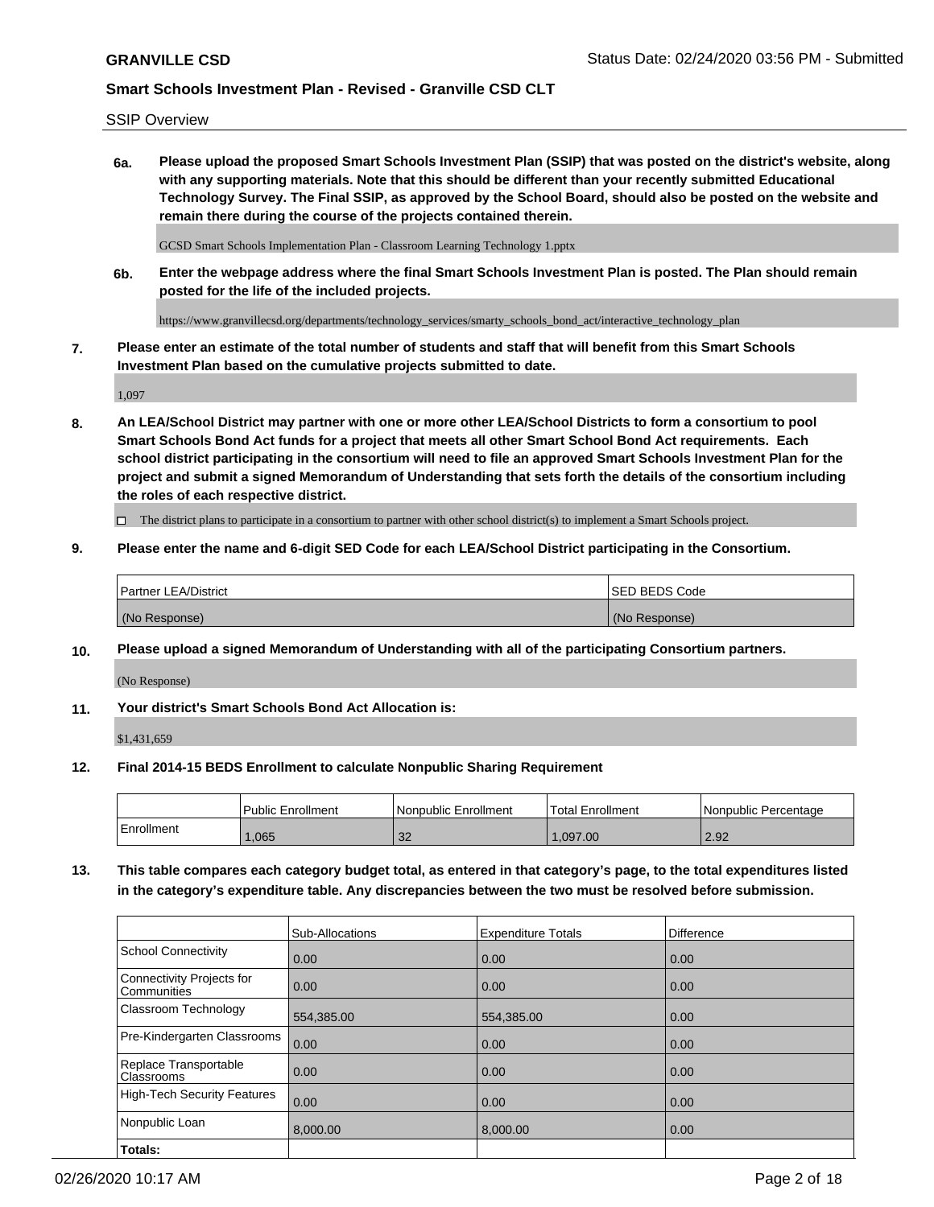SSIP Overview

**6a. Please upload the proposed Smart Schools Investment Plan (SSIP) that was posted on the district's website, along with any supporting materials. Note that this should be different than your recently submitted Educational Technology Survey. The Final SSIP, as approved by the School Board, should also be posted on the website and remain there during the course of the projects contained therein.**

GCSD Smart Schools Implementation Plan - Classroom Learning Technology 1.pptx

**6b. Enter the webpage address where the final Smart Schools Investment Plan is posted. The Plan should remain posted for the life of the included projects.**

https://www.granvillecsd.org/departments/technology_services/smarty_schools_bond_act/interactive_technology_plan

**7. Please enter an estimate of the total number of students and staff that will benefit from this Smart Schools Investment Plan based on the cumulative projects submitted to date.**

1,097

**8. An LEA/School District may partner with one or more other LEA/School Districts to form a consortium to pool Smart Schools Bond Act funds for a project that meets all other Smart School Bond Act requirements. Each school district participating in the consortium will need to file an approved Smart Schools Investment Plan for the project and submit a signed Memorandum of Understanding that sets forth the details of the consortium including the roles of each respective district.**

☐ The district plans to participate in a consortium to partner with other school district(s) to implement a Smart Schools project.

**9. Please enter the name and 6-digit SED Code for each LEA/School District participating in the Consortium.**

| Partner LEA/District | SED BEDS Code |
|---|---|
| (No Response) | (No Response) |

**10. Please upload a signed Memorandum of Understanding with all of the participating Consortium partners.**

(No Response)

**11. Your district's Smart Schools Bond Act Allocation is:**

$1,431,659

**12. Final 2014-15 BEDS Enrollment to calculate Nonpublic Sharing Requirement**

| | Public Enrollment | Nonpublic Enrollment | Total Enrollment | Nonpublic Percentage |
|---|---|---|---|---|
| Enrollment | 1,065 | 32 | 1,097.00 | 2.92 |

**13. This table compares each category budget total, as entered in that category's page, to the total expenditures listed in the category's expenditure table. Any discrepancies between the two must be resolved before submission.**

| | Sub-Allocations | Expenditure Totals | Difference |
|---|---|---|---|
| School Connectivity | 0.00 | 0.00 | 0.00 |
| Connectivity Projects for Communities | 0.00 | 0.00 | 0.00 |
| Classroom Technology | 554,385.00 | 554,385.00 | 0.00 |
| Pre-Kindergarten Classrooms | 0.00 | 0.00 | 0.00 |
| Replace Transportable Classrooms | 0.00 | 0.00 | 0.00 |
| High-Tech Security Features | 0.00 | 0.00 | 0.00 |
| Nonpublic Loan | 8,000.00 | 8,000.00 | 0.00 |
| **Totals:** | | | |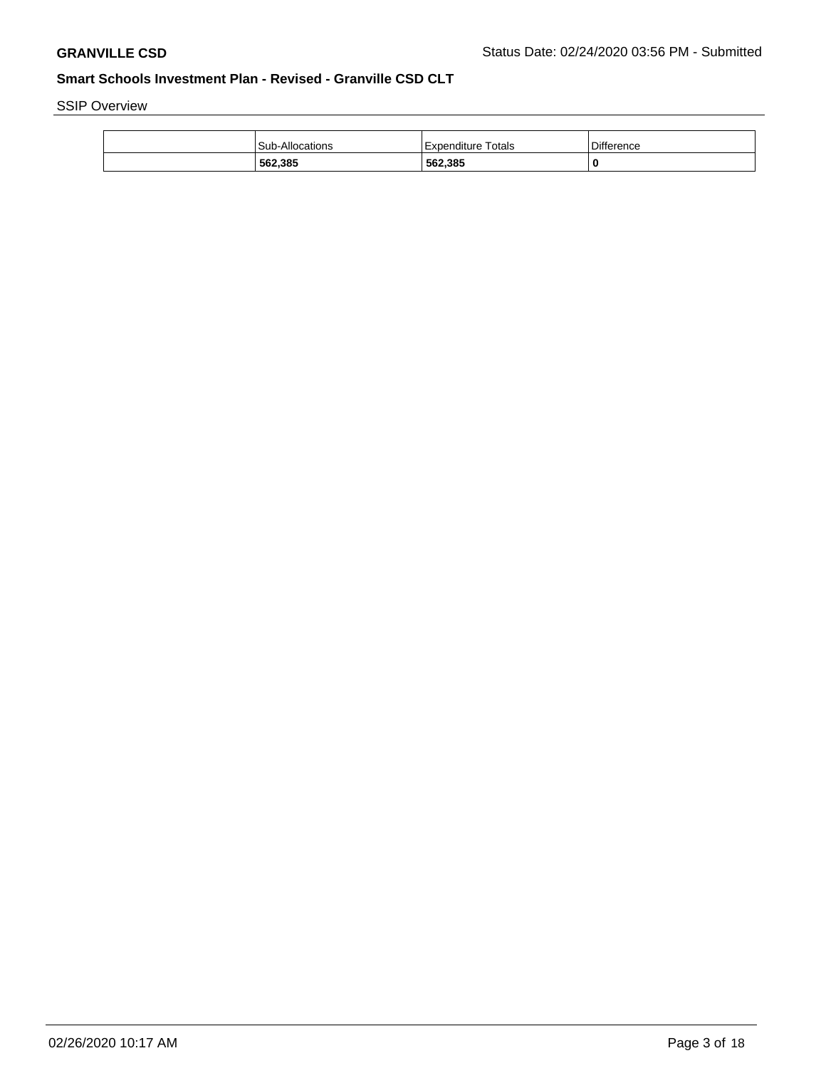SSIP Overview

| | Sub-Allocations | Expenditure Totals | Difference |
|---|---|---|---|
| | **562,385** | **562,385** | **0** |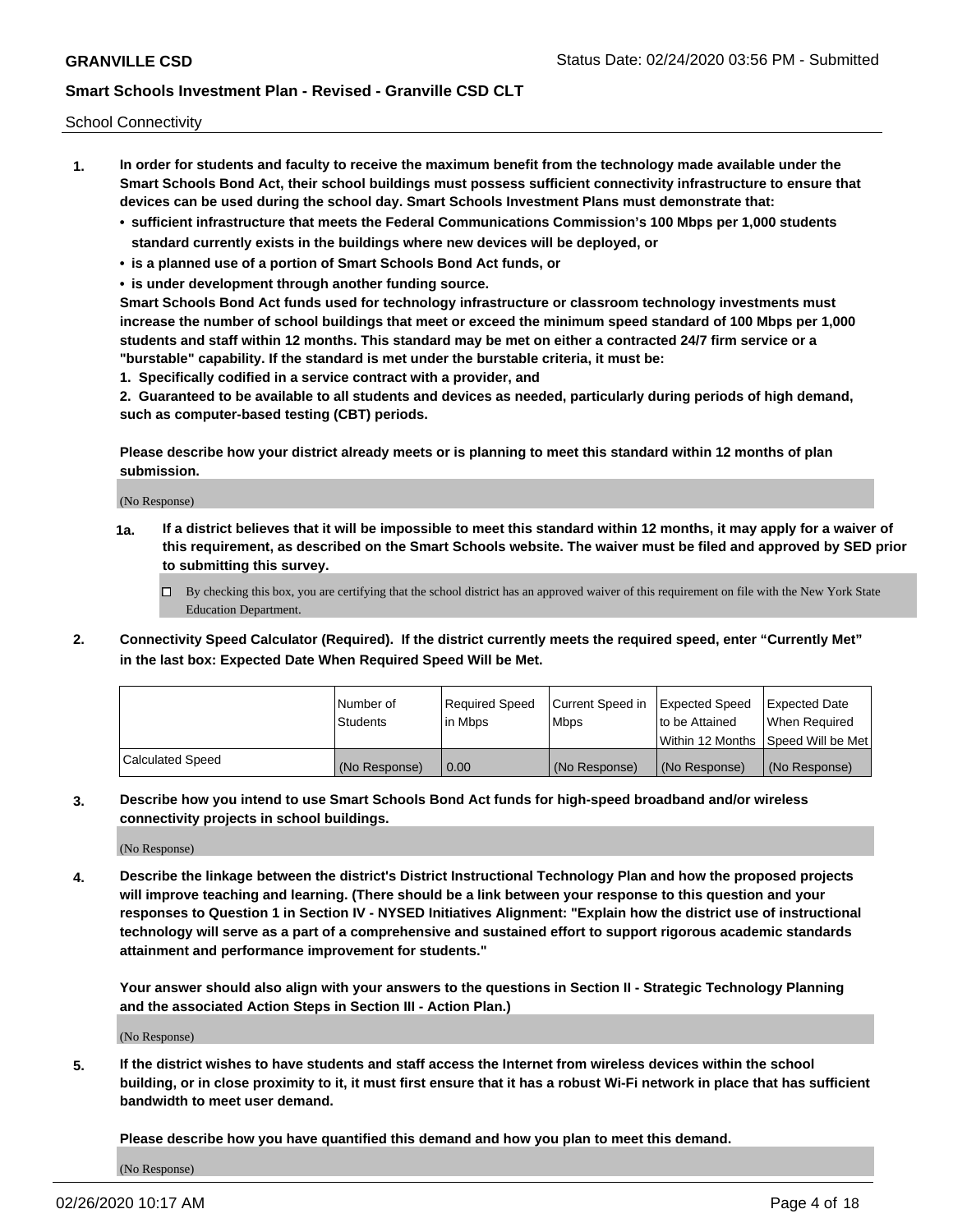School Connectivity

1. **In order for students and faculty to receive the maximum benefit from the technology made available under the Smart Schools Bond Act, their school buildings must possess sufficient connectivity infrastructure to ensure that devices can be used during the school day. Smart Schools Investment Plans must demonstrate that:**
   - **sufficient infrastructure that meets the Federal Communications Commission's 100 Mbps per 1,000 students standard currently exists in the buildings where new devices will be deployed, or**
   - **is a planned use of a portion of Smart Schools Bond Act funds, or**
   - **is under development through another funding source.**

   **Smart Schools Bond Act funds used for technology infrastructure or classroom technology investments must increase the number of school buildings that meet or exceed the minimum speed standard of 100 Mbps per 1,000 students and staff within 12 months. This standard may be met on either a contracted 24/7 firm service or a "burstable" capability. If the standard is met under the burstable criteria, it must be:**

   **1. Specifically codified in a service contract with a provider, and**

   **2. Guaranteed to be available to all students and devices as needed, particularly during periods of high demand, such as computer-based testing (CBT) periods.**

   **Please describe how your district already meets or is planning to meet this standard within 12 months of plan submission.**

   (No Response)

   **1a. If a district believes that it will be impossible to meet this standard within 12 months, it may apply for a waiver of this requirement, as described on the Smart Schools website. The waiver must be filed and approved by SED prior to submitting this survey.**

   ☐ By checking this box, you are certifying that the school district has an approved waiver of this requirement on file with the New York State Education Department.

2. **Connectivity Speed Calculator (Required). If the district currently meets the required speed, enter "Currently Met" in the last box: Expected Date When Required Speed Will be Met.**

| | Number of Students | Required Speed in Mbps | Current Speed in Mbps | Expected Speed to be Attained Within 12 Months | Expected Date When Required Speed Will be Met |
|---|---|---|---|---|---|
| Calculated Speed | (No Response) | 0.00 | (No Response) | (No Response) | (No Response) |

3. **Describe how you intend to use Smart Schools Bond Act funds for high-speed broadband and/or wireless connectivity projects in school buildings.**

   (No Response)

4. **Describe the linkage between the district's District Instructional Technology Plan and how the proposed projects will improve teaching and learning. (There should be a link between your response to this question and your responses to Question 1 in Section IV - NYSED Initiatives Alignment: "Explain how the district use of instructional technology will serve as a part of a comprehensive and sustained effort to support rigorous academic standards attainment and performance improvement for students."**

   **Your answer should also align with your answers to the questions in Section II - Strategic Technology Planning and the associated Action Steps in Section III - Action Plan.)**

   (No Response)

5. **If the district wishes to have students and staff access the Internet from wireless devices within the school building, or in close proximity to it, it must first ensure that it has a robust Wi-Fi network in place that has sufficient bandwidth to meet user demand.**

   **Please describe how you have quantified this demand and how you plan to meet this demand.**

   (No Response)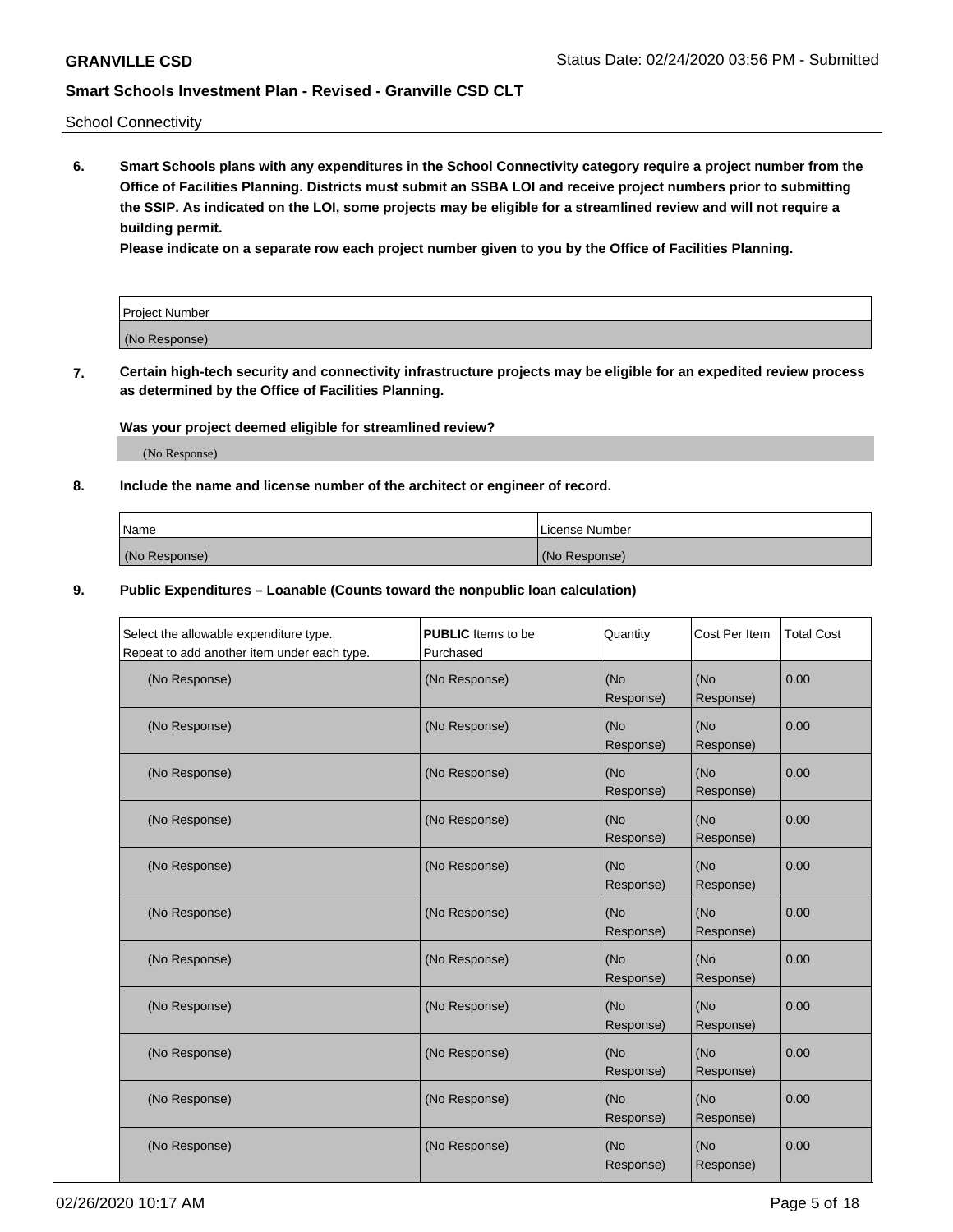School Connectivity

**6. Smart Schools plans with any expenditures in the School Connectivity category require a project number from the Office of Facilities Planning. Districts must submit an SSBA LOI and receive project numbers prior to submitting the SSIP. As indicated on the LOI, some projects may be eligible for a streamlined review and will not require a building permit.**

**Please indicate on a separate row each project number given to you by the Office of Facilities Planning.**

| Project Number |
| --- |
| (No Response) |

**7. Certain high-tech security and connectivity infrastructure projects may be eligible for an expedited review process as determined by the Office of Facilities Planning.**

**Was your project deemed eligible for streamlined review?**

(No Response)

**8. Include the name and license number of the architect or engineer of record.**

| Name | License Number |
| --- | --- |
| (No Response) | (No Response) |

**9. Public Expenditures – Loanable (Counts toward the nonpublic loan calculation)**

| Select the allowable expenditure type. Repeat to add another item under each type. | **PUBLIC** Items to be Purchased | Quantity | Cost Per Item | Total Cost |
| --- | --- | --- | --- | --- |
| (No Response) | (No Response) | (No Response) | (No Response) | 0.00 |
| (No Response) | (No Response) | (No Response) | (No Response) | 0.00 |
| (No Response) | (No Response) | (No Response) | (No Response) | 0.00 |
| (No Response) | (No Response) | (No Response) | (No Response) | 0.00 |
| (No Response) | (No Response) | (No Response) | (No Response) | 0.00 |
| (No Response) | (No Response) | (No Response) | (No Response) | 0.00 |
| (No Response) | (No Response) | (No Response) | (No Response) | 0.00 |
| (No Response) | (No Response) | (No Response) | (No Response) | 0.00 |
| (No Response) | (No Response) | (No Response) | (No Response) | 0.00 |
| (No Response) | (No Response) | (No Response) | (No Response) | 0.00 |
| (No Response) | (No Response) | (No Response) | (No Response) | 0.00 |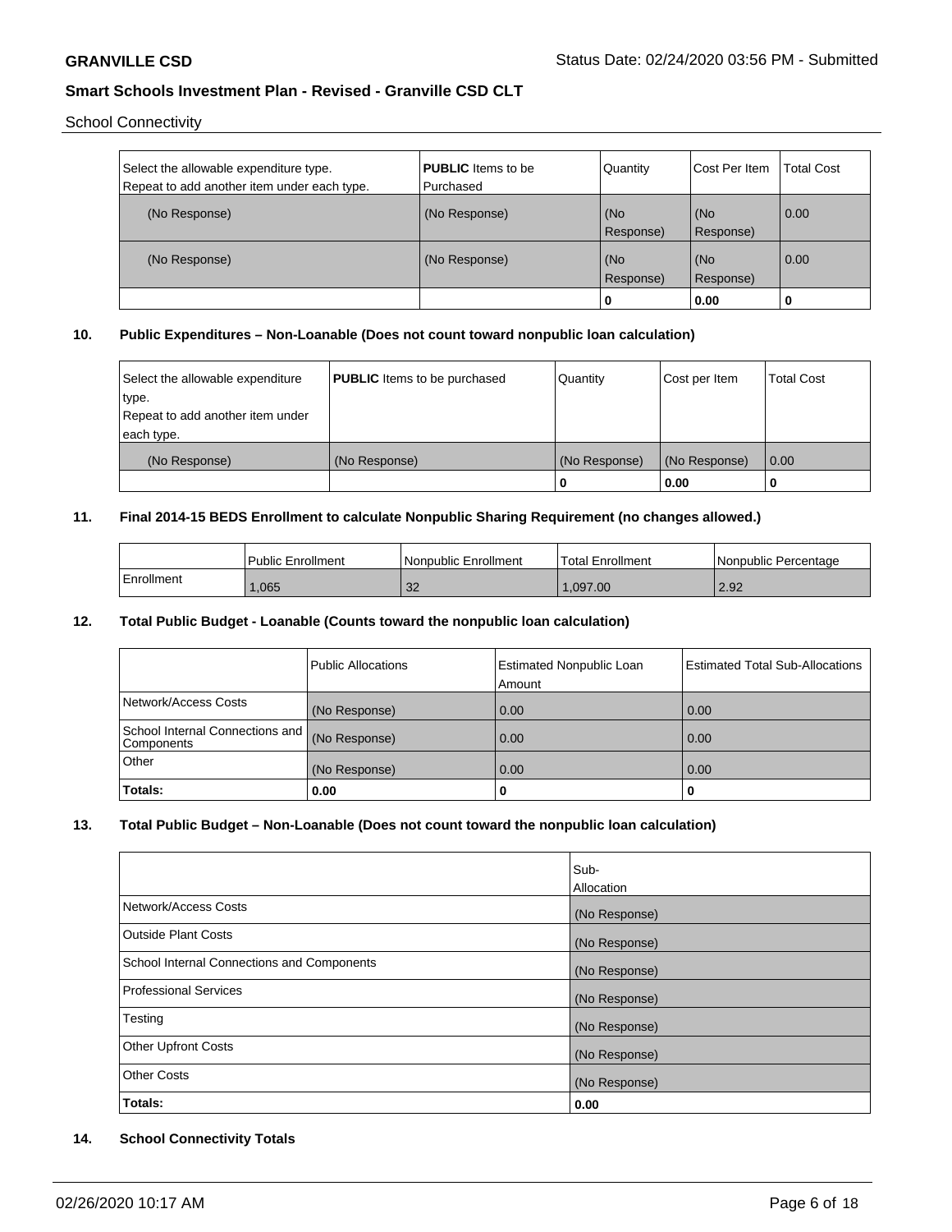School Connectivity

| Select the allowable expenditure type. Repeat to add another item under each type. | **PUBLIC** Items to be Purchased | Quantity | Cost Per Item | Total Cost |
|---|---|---|---|---|
| (No Response) | (No Response) | (No Response) | (No Response) | 0.00 |
| (No Response) | (No Response) | (No Response) | (No Response) | 0.00 |
| | | 0 | 0.00 | 0 |

## 10. Public Expenditures – Non-Loanable (Does not count toward nonpublic loan calculation)

| Select the allowable expenditure type. Repeat to add another item under each type. | **PUBLIC** Items to be purchased | Quantity | Cost per Item | Total Cost |
|---|---|---|---|---|
| (No Response) | (No Response) | (No Response) | (No Response) | 0.00 |
| | | 0 | 0.00 | 0 |

## 11. Final 2014-15 BEDS Enrollment to calculate Nonpublic Sharing Requirement (no changes allowed.)

| | Public Enrollment | Nonpublic Enrollment | Total Enrollment | Nonpublic Percentage |
|---|---|---|---|---|
| Enrollment | 1,065 | 32 | 1,097.00 | 2.92 |

## 12. Total Public Budget - Loanable (Counts toward the nonpublic loan calculation)

| | Public Allocations | Estimated Nonpublic Loan Amount | Estimated Total Sub-Allocations |
|---|---|---|---|
| Network/Access Costs | (No Response) | 0.00 | 0.00 |
| School Internal Connections and Components | (No Response) | 0.00 | 0.00 |
| Other | (No Response) | 0.00 | 0.00 |
| **Totals:** | **0.00** | **0** | **0** |

## 13. Total Public Budget – Non-Loanable (Does not count toward the nonpublic loan calculation)

| | Sub-Allocation |
|---|---|
| Network/Access Costs | (No Response) |
| Outside Plant Costs | (No Response) |
| School Internal Connections and Components | (No Response) |
| Professional Services | (No Response) |
| Testing | (No Response) |
| Other Upfront Costs | (No Response) |
| Other Costs | (No Response) |
| **Totals:** | **0.00** |

## 14. School Connectivity Totals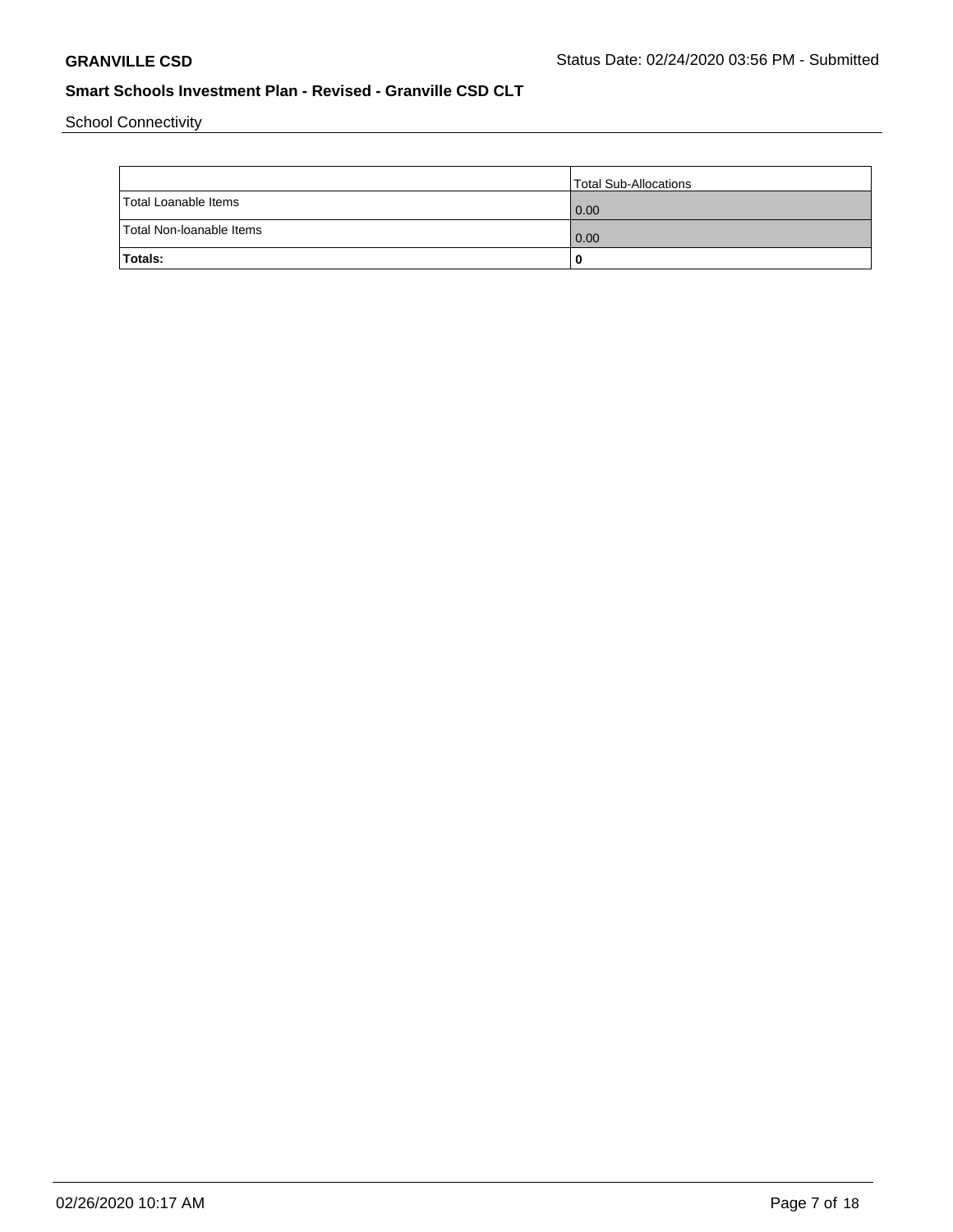School Connectivity

| | Total Sub-Allocations |
|---|---|
| Total Loanable Items | 0.00 |
| Total Non-loanable Items | 0.00 |
| **Totals:** | **0** |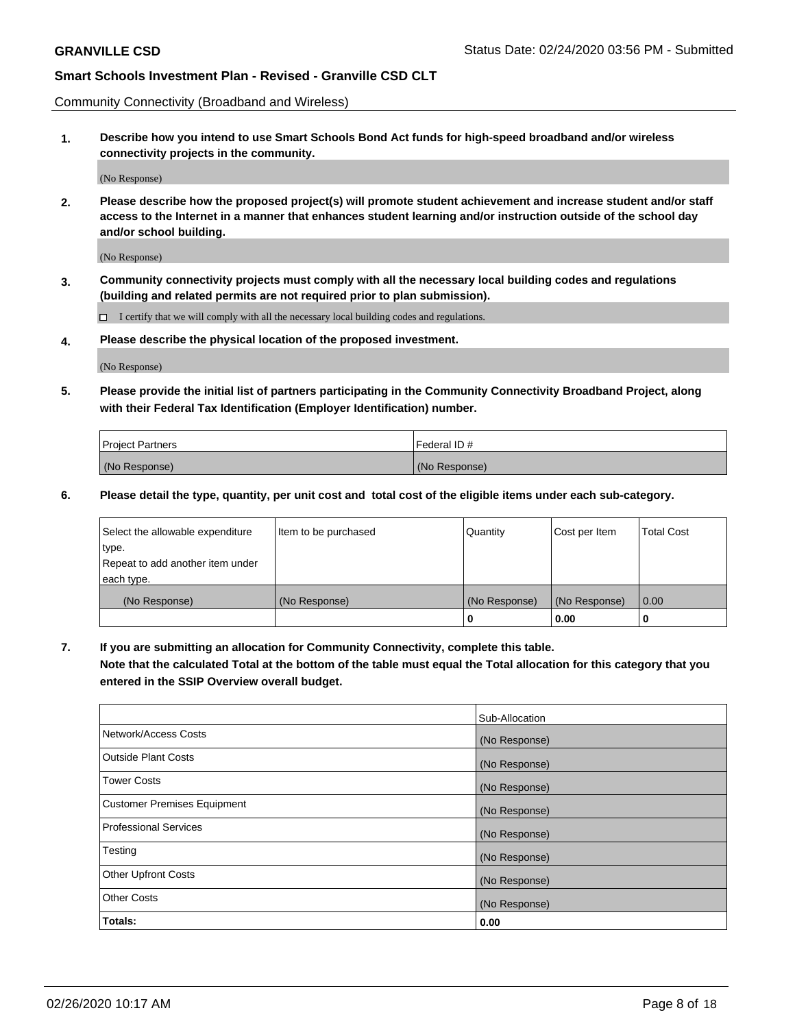Community Connectivity (Broadband and Wireless)

**1. Describe how you intend to use Smart Schools Bond Act funds for high-speed broadband and/or wireless connectivity projects in the community.**

(No Response)

**2. Please describe how the proposed project(s) will promote student achievement and increase student and/or staff access to the Internet in a manner that enhances student learning and/or instruction outside of the school day and/or school building.**

(No Response)

**3. Community connectivity projects must comply with all the necessary local building codes and regulations (building and related permits are not required prior to plan submission).**

☐ I certify that we will comply with all the necessary local building codes and regulations.

**4. Please describe the physical location of the proposed investment.**

(No Response)

**5. Please provide the initial list of partners participating in the Community Connectivity Broadband Project, along with their Federal Tax Identification (Employer Identification) number.**

| Project Partners | Federal ID # |
|---|---|
| (No Response) | (No Response) |

**6. Please detail the type, quantity, per unit cost and total cost of the eligible items under each sub-category.**

| Select the allowable expenditure type. Repeat to add another item under each type. | Item to be purchased | Quantity | Cost per Item | Total Cost |
|---|---|---|---|---|
| (No Response) | (No Response) | (No Response) | (No Response) | 0.00 |
| | | **0** | **0.00** | **0** |

**7. If you are submitting an allocation for Community Connectivity, complete this table. Note that the calculated Total at the bottom of the table must equal the Total allocation for this category that you entered in the SSIP Overview overall budget.**

| | Sub-Allocation |
|---|---|
| Network/Access Costs | (No Response) |
| Outside Plant Costs | (No Response) |
| Tower Costs | (No Response) |
| Customer Premises Equipment | (No Response) |
| Professional Services | (No Response) |
| Testing | (No Response) |
| Other Upfront Costs | (No Response) |
| Other Costs | (No Response) |
| **Totals:** | **0.00** |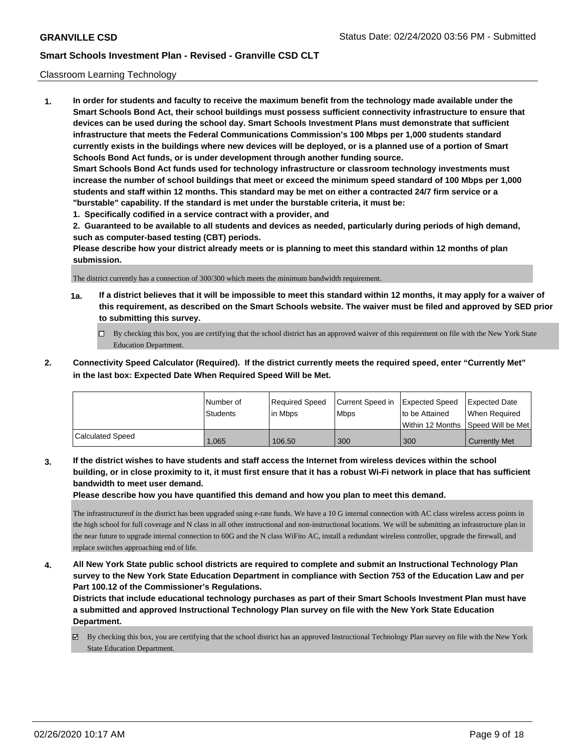Classroom Learning Technology

**1. In order for students and faculty to receive the maximum benefit from the technology made available under the Smart Schools Bond Act, their school buildings must possess sufficient connectivity infrastructure to ensure that devices can be used during the school day. Smart Schools Investment Plans must demonstrate that sufficient infrastructure that meets the Federal Communications Commission's 100 Mbps per 1,000 students standard currently exists in the buildings where new devices will be deployed, or is a planned use of a portion of Smart Schools Bond Act funds, or is under development through another funding source.**

**Smart Schools Bond Act funds used for technology infrastructure or classroom technology investments must increase the number of school buildings that meet or exceed the minimum speed standard of 100 Mbps per 1,000 students and staff within 12 months. This standard may be met on either a contracted 24/7 firm service or a "burstable" capability. If the standard is met under the burstable criteria, it must be:**

**1. Specifically codified in a service contract with a provider, and**

**2. Guaranteed to be available to all students and devices as needed, particularly during periods of high demand, such as computer-based testing (CBT) periods.**

**Please describe how your district already meets or is planning to meet this standard within 12 months of plan submission.**

The district currently has a connection of 300/300 which meets the minimum bandwidth requirement.

**1a. If a district believes that it will be impossible to meet this standard within 12 months, it may apply for a waiver of this requirement, as described on the Smart Schools website. The waiver must be filed and approved by SED prior to submitting this survey.**

☐ By checking this box, you are certifying that the school district has an approved waiver of this requirement on file with the New York State Education Department.

**2. Connectivity Speed Calculator (Required). If the district currently meets the required speed, enter "Currently Met" in the last box: Expected Date When Required Speed Will be Met.**

| | Number of Students | Required Speed in Mbps | Current Speed in Mbps | Expected Speed to be Attained Within 12 Months | Expected Date When Required Speed Will be Met |
|---|---|---|---|---|---|
| Calculated Speed | 1,065 | 106.50 | 300 | 300 | Currently Met |

**3. If the district wishes to have students and staff access the Internet from wireless devices within the school building, or in close proximity to it, it must first ensure that it has a robust Wi-Fi network in place that has sufficient bandwidth to meet user demand.**

**Please describe how you have quantified this demand and how you plan to meet this demand.**

The infrastructureof in the district has been upgraded using e-rate funds. We have a 10 G internal connection with AC class wireless access points in the high school for full coverage and N class in all other instructional and non-instructional locations. We will be submitting an infrastructure plan in the near future to upgrade internal connection to 60G and the N class WiFito AC, install a redundant wireless controller, upgrade the firewall, and replace switches approaching end of life.

**4. All New York State public school districts are required to complete and submit an Instructional Technology Plan survey to the New York State Education Department in compliance with Section 753 of the Education Law and per Part 100.12 of the Commissioner's Regulations.**

**Districts that include educational technology purchases as part of their Smart Schools Investment Plan must have a submitted and approved Instructional Technology Plan survey on file with the New York State Education Department.**

☑ By checking this box, you are certifying that the school district has an approved Instructional Technology Plan survey on file with the New York State Education Department.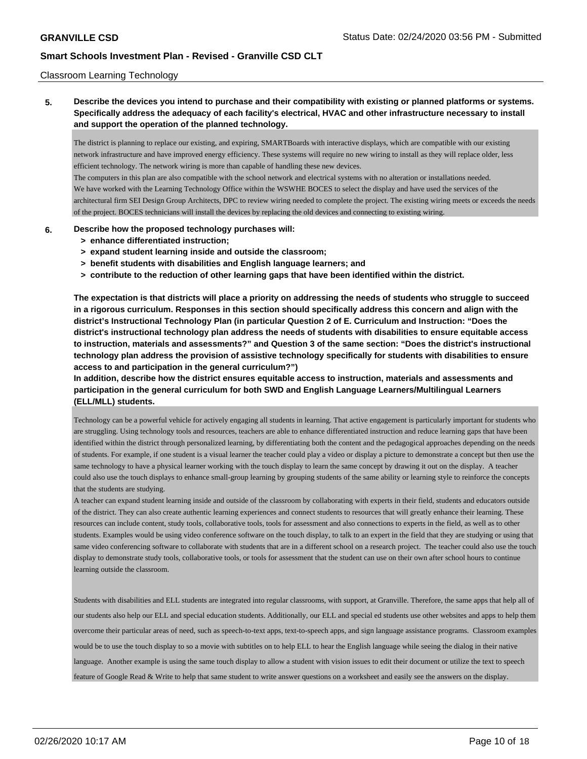Classroom Learning Technology

**5. Describe the devices you intend to purchase and their compatibility with existing or planned platforms or systems. Specifically address the adequacy of each facility's electrical, HVAC and other infrastructure necessary to install and support the operation of the planned technology.**

The district is planning to replace our existing, and expiring, SMARTBoards with interactive displays, which are compatible with our existing network infrastructure and have improved energy efficiency. These systems will require no new wiring to install as they will replace older, less efficient technology. The network wiring is more than capable of handling these new devices.
The computers in this plan are also compatible with the school network and electrical systems with no alteration or installations needed.
We have worked with the Learning Technology Office within the WSWHE BOCES to select the display and have used the services of the architectural firm SEI Design Group Architects, DPC to review wiring needed to complete the project. The existing wiring meets or exceeds the needs of the project. BOCES technicians will install the devices by replacing the old devices and connecting to existing wiring.

**6. Describe how the proposed technology purchases will:**
- **> enhance differentiated instruction;**
- **> expand student learning inside and outside the classroom;**
- **> benefit students with disabilities and English language learners; and**
- **> contribute to the reduction of other learning gaps that have been identified within the district.**

**The expectation is that districts will place a priority on addressing the needs of students who struggle to succeed in a rigorous curriculum. Responses in this section should specifically address this concern and align with the district's Instructional Technology Plan (in particular Question 2 of E. Curriculum and Instruction: "Does the district's instructional technology plan address the needs of students with disabilities to ensure equitable access to instruction, materials and assessments?" and Question 3 of the same section: "Does the district's instructional technology plan address the provision of assistive technology specifically for students with disabilities to ensure access to and participation in the general curriculum?")**
**In addition, describe how the district ensures equitable access to instruction, materials and assessments and participation in the general curriculum for both SWD and English Language Learners/Multilingual Learners (ELL/MLL) students.**

Technology can be a powerful vehicle for actively engaging all students in learning. That active engagement is particularly important for students who are struggling. Using technology tools and resources, teachers are able to enhance differentiated instruction and reduce learning gaps that have been identified within the district through personalized learning, by differentiating both the content and the pedagogical approaches depending on the needs of students. For example, if one student is a visual learner the teacher could play a video or display a picture to demonstrate a concept but then use the same technology to have a physical learner working with the touch display to learn the same concept by drawing it out on the display. A teacher could also use the touch displays to enhance small-group learning by grouping students of the same ability or learning style to reinforce the concepts that the students are studying.
A teacher can expand student learning inside and outside of the classroom by collaborating with experts in their field, students and educators outside of the district. They can also create authentic learning experiences and connect students to resources that will greatly enhance their learning. These resources can include content, study tools, collaborative tools, tools for assessment and also connections to experts in the field, as well as to other students. Examples would be using video conference software on the touch display, to talk to an expert in the field that they are studying or using that same video conferencing software to collaborate with students that are in a different school on a research project. The teacher could also use the touch display to demonstrate study tools, collaborative tools, or tools for assessment that the student can use on their own after school hours to continue learning outside the classroom.

Students with disabilities and ELL students are integrated into regular classrooms, with support, at Granville. Therefore, the same apps that help all of our students also help our ELL and special education students. Additionally, our ELL and special ed students use other websites and apps to help them overcome their particular areas of need, such as speech-to-text apps, text-to-speech apps, and sign language assistance programs. Classroom examples would be to use the touch display to so a movie with subtitles on to help ELL to hear the English language while seeing the dialog in their native language. Another example is using the same touch display to allow a student with vision issues to edit their document or utilize the text to speech feature of Google Read & Write to help that same student to write answer questions on a worksheet and easily see the answers on the display.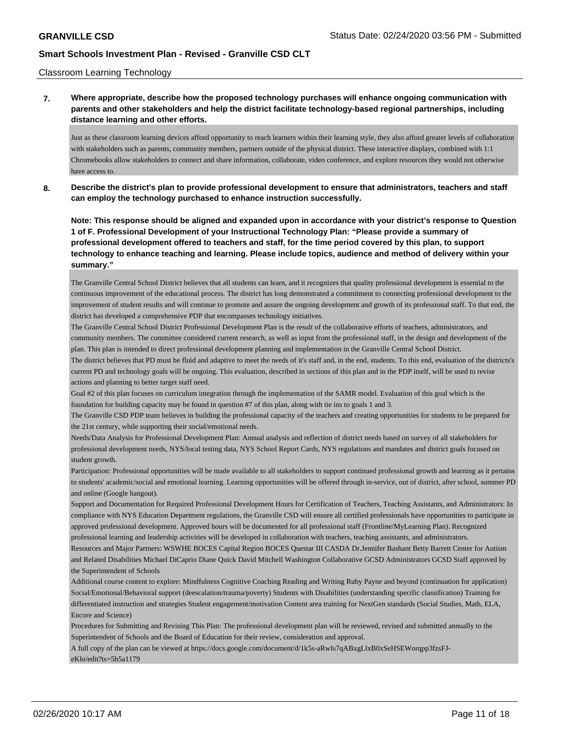Classroom Learning Technology

**7. Where appropriate, describe how the proposed technology purchases will enhance ongoing communication with parents and other stakeholders and help the district facilitate technology-based regional partnerships, including distance learning and other efforts.**

Just as these classroom learning devices afford opportunity to reach learners within their learning style, they also afford greater levels of collaboration with stakeholders such as parents, community members, partners outside of the physical district. These interactive displays, combined with 1:1 Chromebooks allow stakeholders to connect and share information, collaborate, video conference, and explore resources they would not otherwise have access to.

**8. Describe the district's plan to provide professional development to ensure that administrators, teachers and staff can employ the technology purchased to enhance instruction successfully.**

**Note: This response should be aligned and expanded upon in accordance with your district's response to Question 1 of F. Professional Development of your Instructional Technology Plan: "Please provide a summary of professional development offered to teachers and staff, for the time period covered by this plan, to support technology to enhance teaching and learning. Please include topics, audience and method of delivery within your summary."**

The Granville Central School District believes that all students can learn, and it recognizes that quality professional development is essential to the continuous improvement of the educational process. The district has long demonstrated a commitment to connecting professional development to the improvement of student results and will continue to promote and assure the ongoing development and growth of its professional staff. To that end, the district has developed a comprehensive PDP that encompasses technology initiatives.

The Granville Central School District Professional Development Plan is the result of the collaborative efforts of teachers, administrators, and community members. The committee considered current research, as well as input from the professional staff, in the design and development of the plan. This plan is intended to direct professional development planning and implementation in the Granville Central School District.

The district believes that PD must be fluid and adaptive to meet the needs of it's staff and, in the end, students. To this end, evaluation of the districts's current PD and technology goals will be ongoing. This evaluation, described in sections of this plan and in the PDP itself, will be used to revise actions and planning to better target staff need.

Goal #2 of this plan focuses on curriculum integration through the implementation of the SAMR model. Evaluation of this goal which is the foundation for building capacity may be found in question #7 of this plan, along with tie ins to goals 1 and 3.

The Granville CSD PDP team believes in building the professional capacity of the teachers and creating opportunities for students to be prepared for the 21st century, while supporting their social/emotional needs.

Needs/Data Analysis for Professional Development Plan: Annual analysis and reflection of district needs based on survey of all stakeholders for professional development needs, NYS/local testing data, NYS School Report Cards, NYS regulations and mandates and district goals focused on student growth.

Participation: Professional opportunities will be made available to all stakeholders to support continued professional growth and learning as it pertains to students' academic/social and emotional learning. Learning opportunities will be offered through in-service, out of district, after school, summer PD and online (Google hangout).

Support and Documentation for Required Professional Development Hours for Certification of Teachers, Teaching Assistants, and Administrators: In compliance with NYS Education Department regulations, the Granville CSD will ensure all certified professionals have opportunities to participate in approved professional development. Approved hours will be documented for all professional staff (Frontline/MyLearning Plan). Recognized professional learning and leadership activities will be developed in collaboration with teachers, teaching assistants, and administrators.

Resources and Major Partners: WSWHE BOCES Capital Region BOCES Questar III CASDA Dr.Jennifer Bashant Betty Barrett Center for Autism and Related Disabilities Michael DiCaprio Diane Quick David Mitchell Washington Collaborative GCSD Administrators GCSD Staff approved by the Superintendent of Schools

Additional course content to explore: Mindfulness Cognitive Coaching Reading and Writing Ruby Payne and beyond (continuation for application) Social/Emotional/Behavioral support (deescalation/trauma/poverty) Students with Disabilities (understanding specific classification) Training for differentiated instruction and strategies Student engagement/motivation Content area training for NextGen standards (Social Studies, Math, ELA, Encore and Science)

Procedures for Submitting and Revising This Plan: The professional development plan will be reviewed, revised and submitted annually to the Superintendent of Schools and the Board of Education for their review, consideration and approval.

A full copy of the plan can be viewed at https://docs.google.com/document/d/1k5s-aRwIs7qABxgLlxB0xSeHSEWorqpp3fzsFJ-eKlo/edit?ts=5b5a1179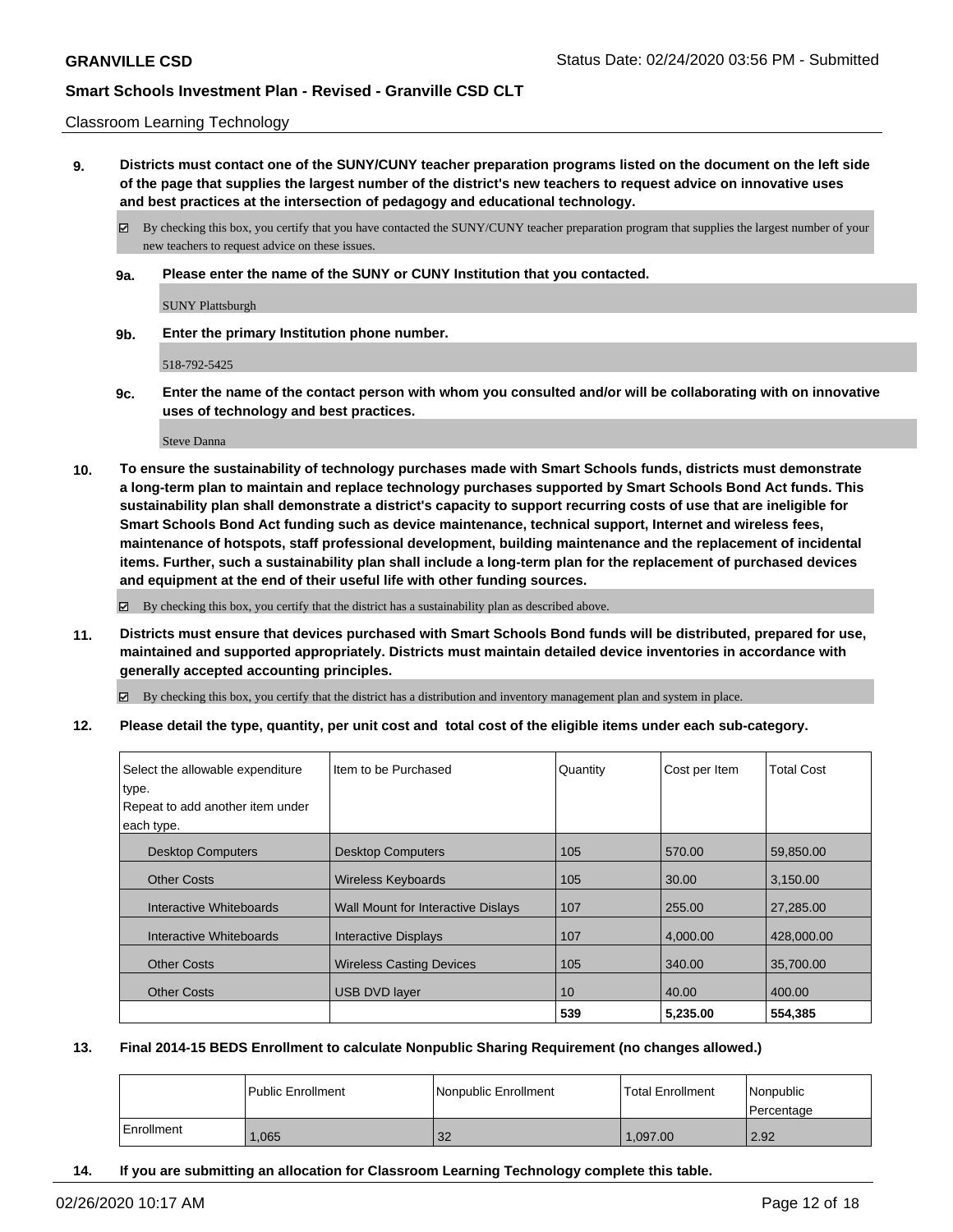Classroom Learning Technology

**9. Districts must contact one of the SUNY/CUNY teacher preparation programs listed on the document on the left side of the page that supplies the largest number of the district's new teachers to request advice on innovative uses and best practices at the intersection of pedagogy and educational technology.**

☑ By checking this box, you certify that you have contacted the SUNY/CUNY teacher preparation program that supplies the largest number of your new teachers to request advice on these issues.

**9a. Please enter the name of the SUNY or CUNY Institution that you contacted.**

SUNY Plattsburgh

**9b. Enter the primary Institution phone number.**

518-792-5425

**9c. Enter the name of the contact person with whom you consulted and/or will be collaborating with on innovative uses of technology and best practices.**

Steve Danna

**10. To ensure the sustainability of technology purchases made with Smart Schools funds, districts must demonstrate a long-term plan to maintain and replace technology purchases supported by Smart Schools Bond Act funds. This sustainability plan shall demonstrate a district's capacity to support recurring costs of use that are ineligible for Smart Schools Bond Act funding such as device maintenance, technical support, Internet and wireless fees, maintenance of hotspots, staff professional development, building maintenance and the replacement of incidental items. Further, such a sustainability plan shall include a long-term plan for the replacement of purchased devices and equipment at the end of their useful life with other funding sources.**

☑ By checking this box, you certify that the district has a sustainability plan as described above.

**11. Districts must ensure that devices purchased with Smart Schools Bond funds will be distributed, prepared for use, maintained and supported appropriately. Districts must maintain detailed device inventories in accordance with generally accepted accounting principles.**

☑ By checking this box, you certify that the district has a distribution and inventory management plan and system in place.

**12. Please detail the type, quantity, per unit cost and total cost of the eligible items under each sub-category.**

| Select the allowable expenditure type. Repeat to add another item under each type. | Item to be Purchased | Quantity | Cost per Item | Total Cost |
|---|---|---|---|---|
| Desktop Computers | Desktop Computers | 105 | 570.00 | 59,850.00 |
| Other Costs | Wireless Keyboards | 105 | 30.00 | 3,150.00 |
| Interactive Whiteboards | Wall Mount for Interactive Dislays | 107 | 255.00 | 27,285.00 |
| Interactive Whiteboards | Interactive Displays | 107 | 4,000.00 | 428,000.00 |
| Other Costs | Wireless Casting Devices | 105 | 340.00 | 35,700.00 |
| Other Costs | USB DVD layer | 10 | 40.00 | 400.00 |
| | | **539** | **5,235.00** | **554,385** |

**13. Final 2014-15 BEDS Enrollment to calculate Nonpublic Sharing Requirement (no changes allowed.)**

| | Public Enrollment | Nonpublic Enrollment | Total Enrollment | Nonpublic Percentage |
|---|---|---|---|---|
| Enrollment | 1,065 | 32 | 1,097.00 | 2.92 |

**14. If you are submitting an allocation for Classroom Learning Technology complete this table.**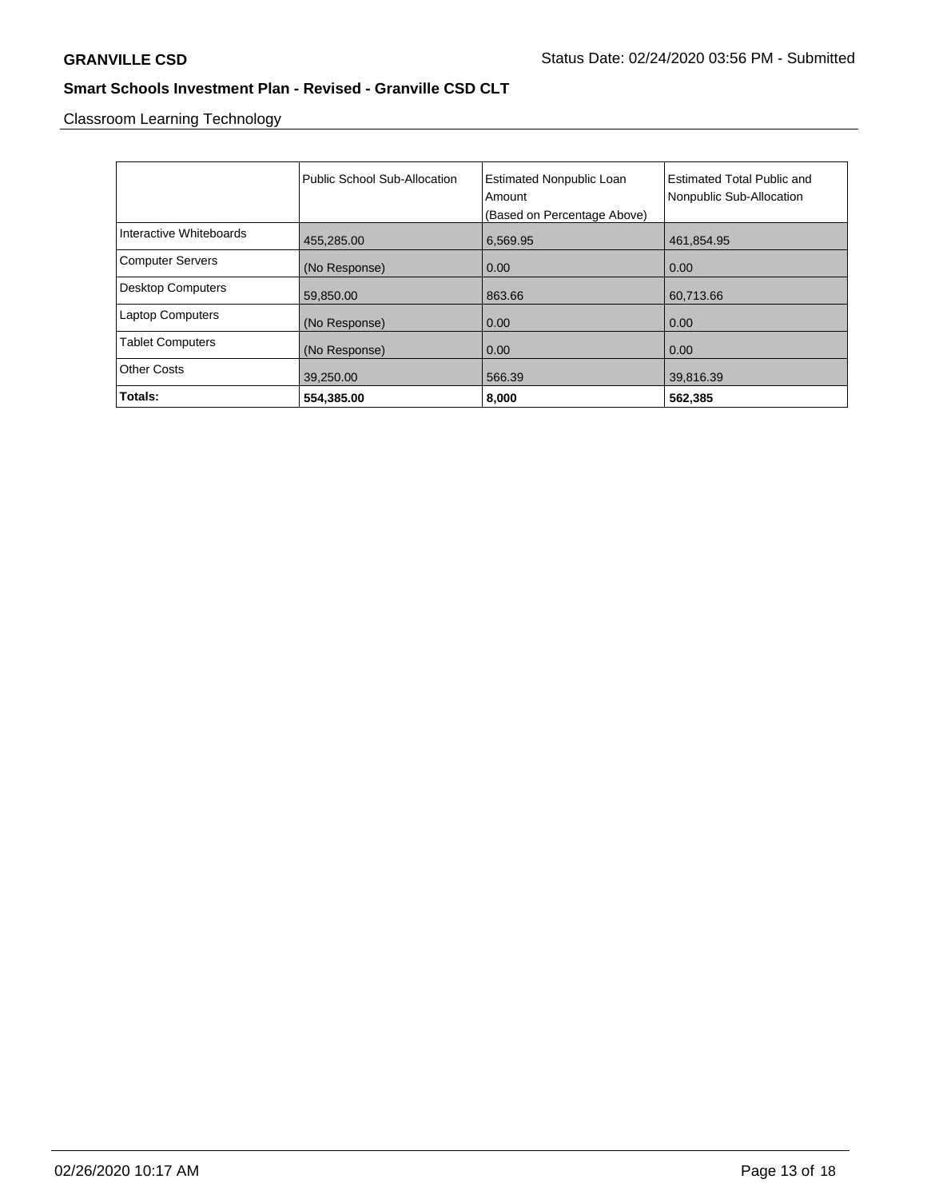Classroom Learning Technology

| | Public School Sub-Allocation | Estimated Nonpublic Loan Amount (Based on Percentage Above) | Estimated Total Public and Nonpublic Sub-Allocation |
|---|---|---|---|
| Interactive Whiteboards | 455,285.00 | 6,569.95 | 461,854.95 |
| Computer Servers | (No Response) | 0.00 | 0.00 |
| Desktop Computers | 59,850.00 | 863.66 | 60,713.66 |
| Laptop Computers | (No Response) | 0.00 | 0.00 |
| Tablet Computers | (No Response) | 0.00 | 0.00 |
| Other Costs | 39,250.00 | 566.39 | 39,816.39 |
| **Totals:** | **554,385.00** | **8,000** | **562,385** |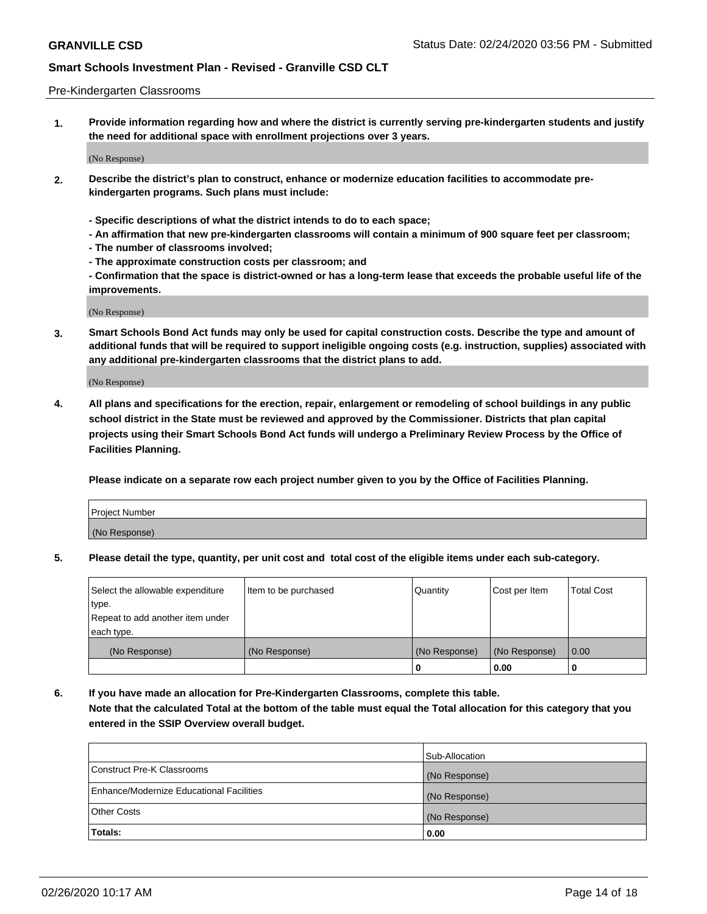Pre-Kindergarten Classrooms

**1. Provide information regarding how and where the district is currently serving pre-kindergarten students and justify the need for additional space with enrollment projections over 3 years.**

(No Response)

**2. Describe the district's plan to construct, enhance or modernize education facilities to accommodate pre-kindergarten programs. Such plans must include:**

**- Specific descriptions of what the district intends to do to each space;**
**- An affirmation that new pre-kindergarten classrooms will contain a minimum of 900 square feet per classroom;**
**- The number of classrooms involved;**
**- The approximate construction costs per classroom; and**
**- Confirmation that the space is district-owned or has a long-term lease that exceeds the probable useful life of the improvements.**

(No Response)

**3. Smart Schools Bond Act funds may only be used for capital construction costs. Describe the type and amount of additional funds that will be required to support ineligible ongoing costs (e.g. instruction, supplies) associated with any additional pre-kindergarten classrooms that the district plans to add.**

(No Response)

**4. All plans and specifications for the erection, repair, enlargement or remodeling of school buildings in any public school district in the State must be reviewed and approved by the Commissioner. Districts that plan capital projects using their Smart Schools Bond Act funds will undergo a Preliminary Review Process by the Office of Facilities Planning.**

**Please indicate on a separate row each project number given to you by the Office of Facilities Planning.**

| Project Number |
|---|
| (No Response) |

**5. Please detail the type, quantity, per unit cost and total cost of the eligible items under each sub-category.**

| Select the allowable expenditure type. Repeat to add another item under each type. | Item to be purchased | Quantity | Cost per Item | Total Cost |
|---|---|---|---|---|
| (No Response) | (No Response) | (No Response) | (No Response) | 0.00 |
| | | 0 | 0.00 | 0 |

**6. If you have made an allocation for Pre-Kindergarten Classrooms, complete this table.**
**Note that the calculated Total at the bottom of the table must equal the Total allocation for this category that you entered in the SSIP Overview overall budget.**

| | Sub-Allocation |
|---|---|
| Construct Pre-K Classrooms | (No Response) |
| Enhance/Modernize Educational Facilities | (No Response) |
| Other Costs | (No Response) |
| **Totals:** | **0.00** |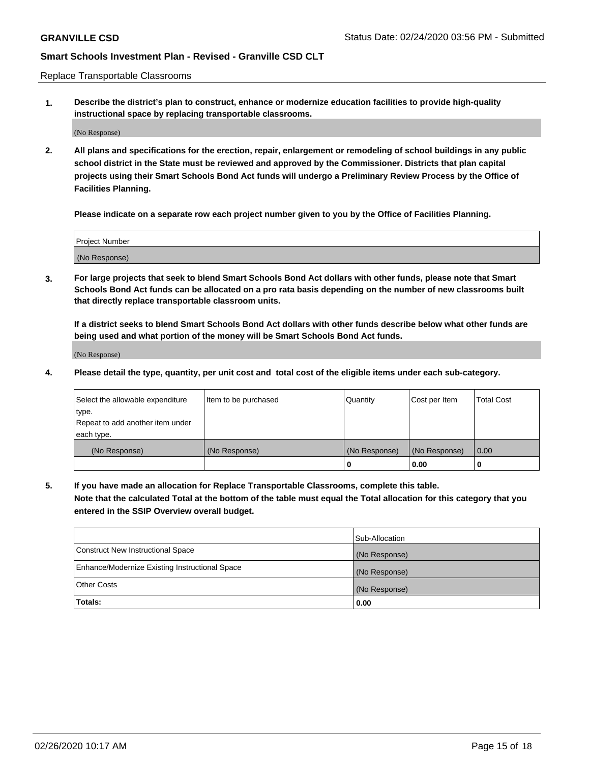Replace Transportable Classrooms

1. **Describe the district's plan to construct, enhance or modernize education facilities to provide high-quality instructional space by replacing transportable classrooms.**

(No Response)

2. **All plans and specifications for the erection, repair, enlargement or remodeling of school buildings in any public school district in the State must be reviewed and approved by the Commissioner. Districts that plan capital projects using their Smart Schools Bond Act funds will undergo a Preliminary Review Process by the Office of Facilities Planning.**

**Please indicate on a separate row each project number given to you by the Office of Facilities Planning.**

| Project Number |
|---|
| (No Response) |

3. **For large projects that seek to blend Smart Schools Bond Act dollars with other funds, please note that Smart Schools Bond Act funds can be allocated on a pro rata basis depending on the number of new classrooms built that directly replace transportable classroom units.**

**If a district seeks to blend Smart Schools Bond Act dollars with other funds describe below what other funds are being used and what portion of the money will be Smart Schools Bond Act funds.**

(No Response)

4. **Please detail the type, quantity, per unit cost and total cost of the eligible items under each sub-category.**

| Select the allowable expenditure type. Repeat to add another item under each type. | Item to be purchased | Quantity | Cost per Item | Total Cost |
|---|---|---|---|---|
| (No Response) | (No Response) | (No Response) | (No Response) | 0.00 |
| | | 0 | 0.00 | 0 |

5. **If you have made an allocation for Replace Transportable Classrooms, complete this table.**
**Note that the calculated Total at the bottom of the table must equal the Total allocation for this category that you entered in the SSIP Overview overall budget.**

| | Sub-Allocation |
|---|---|
| Construct New Instructional Space | (No Response) |
| Enhance/Modernize Existing Instructional Space | (No Response) |
| Other Costs | (No Response) |
| **Totals:** | **0.00** |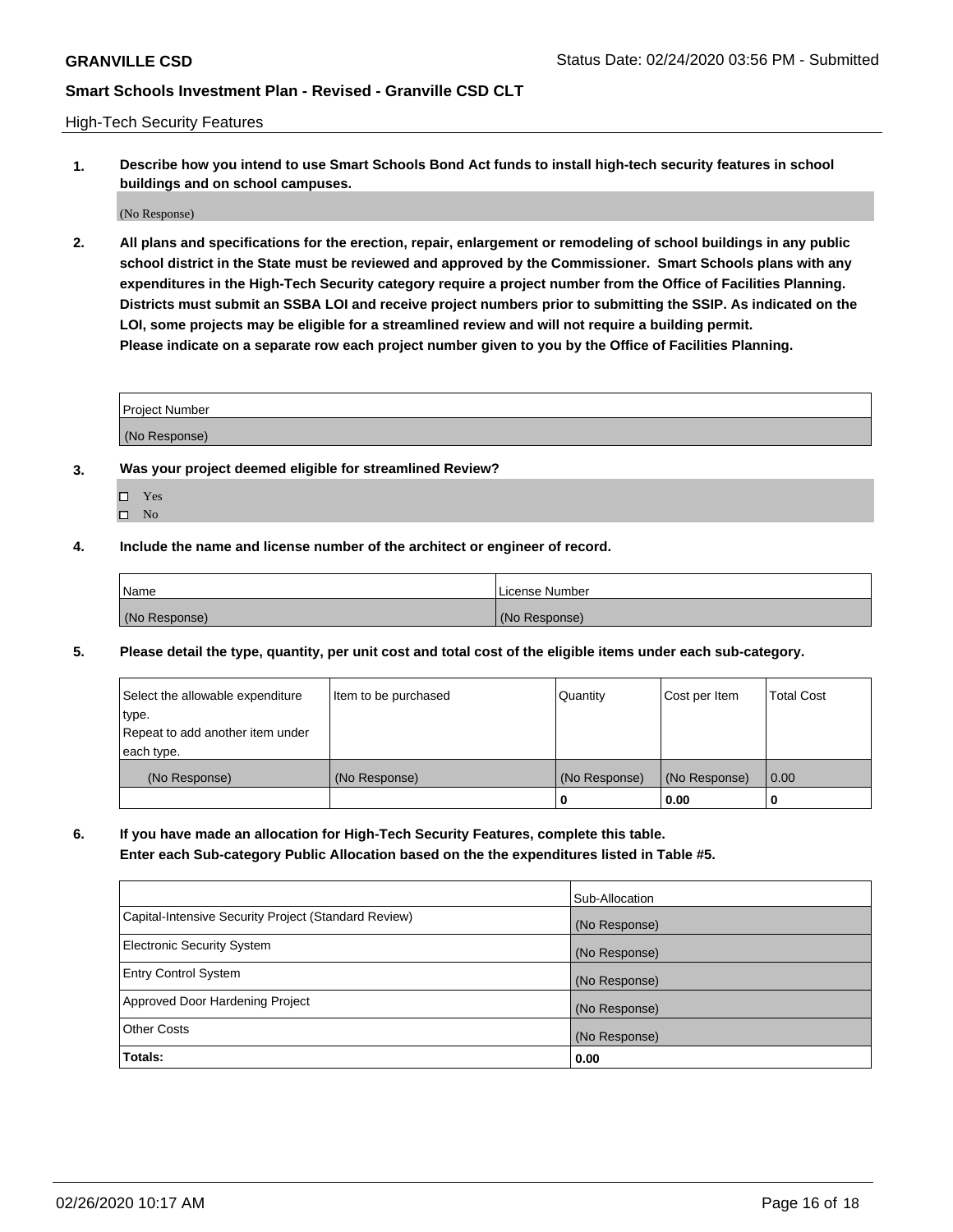High-Tech Security Features

**1. Describe how you intend to use Smart Schools Bond Act funds to install high-tech security features in school buildings and on school campuses.**

(No Response)

**2. All plans and specifications for the erection, repair, enlargement or remodeling of school buildings in any public school district in the State must be reviewed and approved by the Commissioner. Smart Schools plans with any expenditures in the High-Tech Security category require a project number from the Office of Facilities Planning. Districts must submit an SSBA LOI and receive project numbers prior to submitting the SSIP. As indicated on the LOI, some projects may be eligible for a streamlined review and will not require a building permit. Please indicate on a separate row each project number given to you by the Office of Facilities Planning.**

| Project Number |
|---|
| (No Response) |

**3. Was your project deemed eligible for streamlined Review?**

- ☐ Yes
- ☐ No

**4. Include the name and license number of the architect or engineer of record.**

| Name | License Number |
|---|---|
| (No Response) | (No Response) |

**5. Please detail the type, quantity, per unit cost and total cost of the eligible items under each sub-category.**

| Select the allowable expenditure type. Repeat to add another item under each type. | Item to be purchased | Quantity | Cost per Item | Total Cost |
|---|---|---|---|---|
| (No Response) | (No Response) | (No Response) | (No Response) | 0.00 |
| | | 0 | 0.00 | 0 |

**6. If you have made an allocation for High-Tech Security Features, complete this table. Enter each Sub-category Public Allocation based on the the expenditures listed in Table #5.**

| | Sub-Allocation |
|---|---|
| Capital-Intensive Security Project (Standard Review) | (No Response) |
| Electronic Security System | (No Response) |
| Entry Control System | (No Response) |
| Approved Door Hardening Project | (No Response) |
| Other Costs | (No Response) |
| **Totals:** | **0.00** |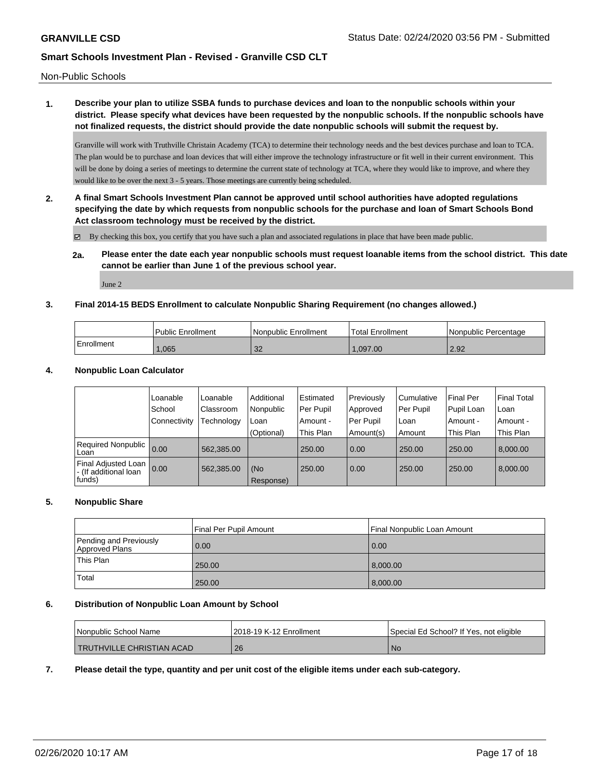Non-Public Schools

**1. Describe your plan to utilize SSBA funds to purchase devices and loan to the nonpublic schools within your district. Please specify what devices have been requested by the nonpublic schools. If the nonpublic schools have not finalized requests, the district should provide the date nonpublic schools will submit the request by.**

Granville will work with Truthville Christain Academy (TCA) to determine their technology needs and the best devices purchase and loan to TCA. The plan would be to purchase and loan devices that will either improve the technology infrastructure or fit well in their current environment. This will be done by doing a series of meetings to determine the current state of technology at TCA, where they would like to improve, and where they would like to be over the next 3 - 5 years. Those meetings are currently being scheduled.

**2. A final Smart Schools Investment Plan cannot be approved until school authorities have adopted regulations specifying the date by which requests from nonpublic schools for the purchase and loan of Smart Schools Bond Act classroom technology must be received by the district.**

☑ By checking this box, you certify that you have such a plan and associated regulations in place that have been made public.

**2a. Please enter the date each year nonpublic schools must request loanable items from the school district. This date cannot be earlier than June 1 of the previous school year.**

June 2

**3. Final 2014-15 BEDS Enrollment to calculate Nonpublic Sharing Requirement (no changes allowed.)**

| | Public Enrollment | Nonpublic Enrollment | Total Enrollment | Nonpublic Percentage |
|---|---|---|---|---|
| Enrollment | 1,065 | 32 | 1,097.00 | 2.92 |

**4. Nonpublic Loan Calculator**

| | Loanable School Connectivity | Loanable Classroom Technology | Additional Nonpublic Loan (Optional) | Estimated Per Pupil Amount - This Plan | Previously Approved Per Pupil Amount(s) | Cumulative Per Pupil Loan Amount | Final Per Pupil Loan Amount - This Plan | Final Total Loan Amount - This Plan |
|---|---|---|---|---|---|---|---|---|
| Required Nonpublic Loan | 0.00 | 562,385.00 | | 250.00 | 0.00 | 250.00 | 250.00 | 8,000.00 |
| Final Adjusted Loan - (If additional loan funds) | 0.00 | 562,385.00 | (No Response) | 250.00 | 0.00 | 250.00 | 250.00 | 8,000.00 |

**5. Nonpublic Share**

| | Final Per Pupil Amount | Final Nonpublic Loan Amount |
|---|---|---|
| Pending and Previously Approved Plans | 0.00 | 0.00 |
| This Plan | 250.00 | 8,000.00 |
| Total | 250.00 | 8,000.00 |

**6. Distribution of Nonpublic Loan Amount by School**

| Nonpublic School Name | 2018-19 K-12 Enrollment | Special Ed School? If Yes, not eligible |
|---|---|---|
| TRUTHVILLE CHRISTIAN ACAD | 26 | No |

**7. Please detail the type, quantity and per unit cost of the eligible items under each sub-category.**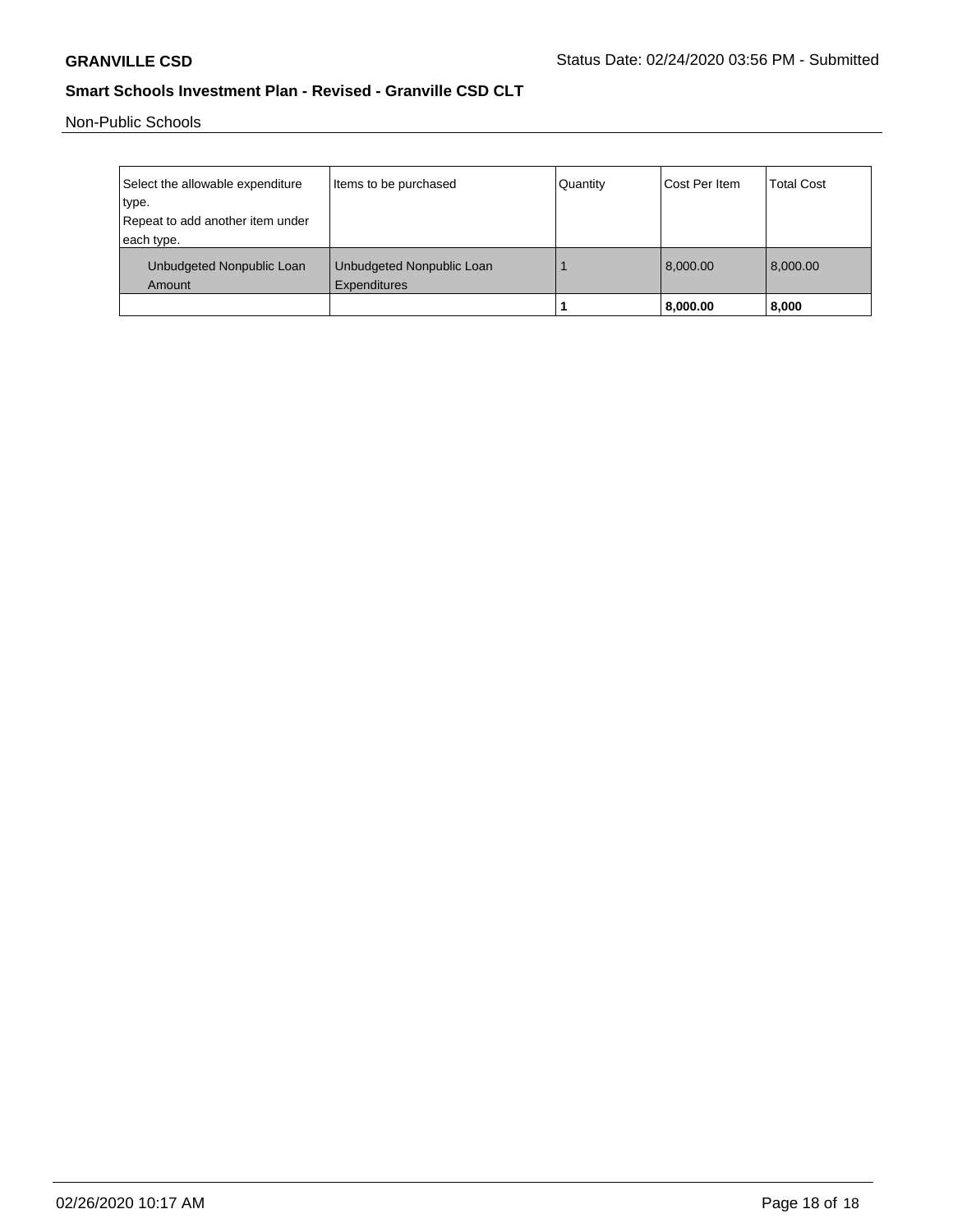Non-Public Schools

| Select the allowable expenditure type. Repeat to add another item under each type. | Items to be purchased | Quantity | Cost Per Item | Total Cost |
|---|---|---|---|---|
| Unbudgeted Nonpublic Loan Amount | Unbudgeted Nonpublic Loan Expenditures | 1 | 8,000.00 | 8,000.00 |
| | | **1** | **8,000.00** | **8,000** |